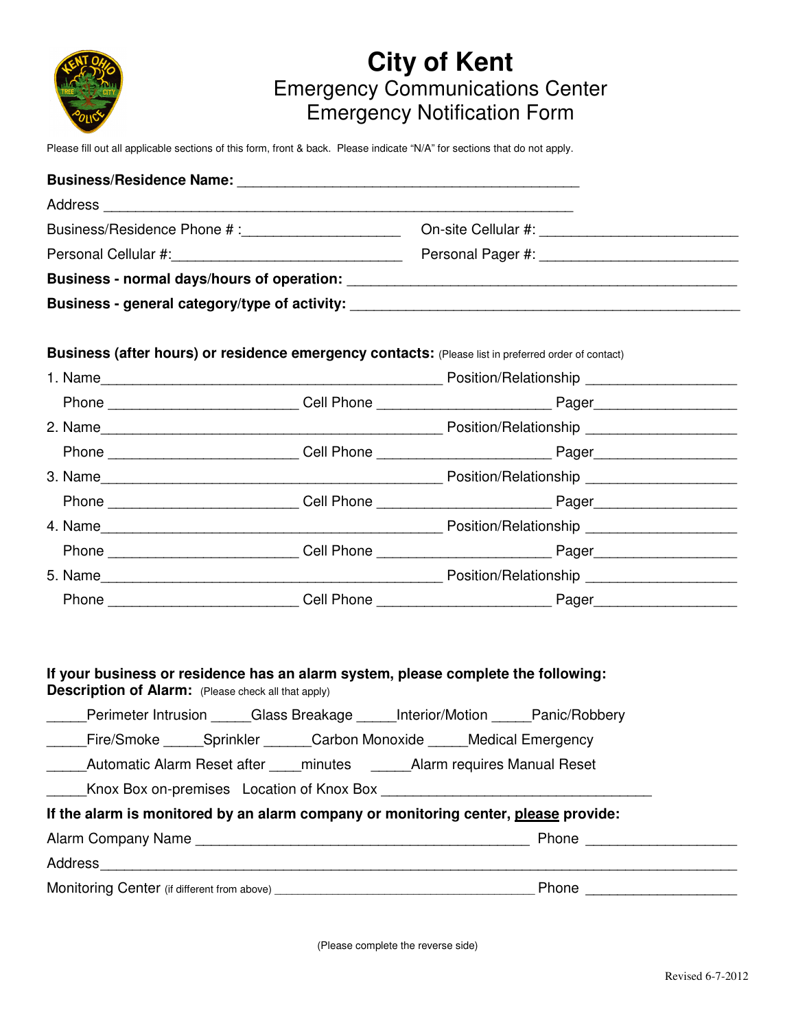# City of Kent

## Emergency Communications Center
## Emergency Notification Form

Please fill out all applicable sections of this form, front & back. Please indicate "N/A" for sections that do not apply.

**Business/Residence Name:** ___________________________________________

Address ___________________________________________________________

Business/Residence Phone # :____________________ On-site Cellular #: _________________________

Personal Cellular #:_____________________________ Personal Pager #: _________________________

**Business - normal days/hours of operation:** _______________________________________________

**Business - general category/type of activity:** ______________________________________________

**Business (after hours) or residence emergency contacts:** (Please list in preferred order of contact)

1. Name____________________________________________ Position/Relationship ___________________
   Phone ________________________ Cell Phone ______________________ Pager__________________
2. Name____________________________________________ Position/Relationship ___________________
   Phone ________________________ Cell Phone ______________________ Pager__________________
3. Name____________________________________________ Position/Relationship ___________________
   Phone ________________________ Cell Phone ______________________ Pager__________________
4. Name____________________________________________ Position/Relationship ___________________
   Phone ________________________ Cell Phone ______________________ Pager__________________
5. Name____________________________________________ Position/Relationship ___________________
   Phone ________________________ Cell Phone ______________________ Pager__________________

**If your business or residence has an alarm system, please complete the following:**
**Description of Alarm:** (Please check all that apply)

_____Perimeter Intrusion _____Glass Breakage _____Interior/Motion _____Panic/Robbery

_____Fire/Smoke _____Sprinkler ______Carbon Monoxide _____Medical Emergency

_____Automatic Alarm Reset after ____minutes _____Alarm requires Manual Reset

_____Knox Box on-premises Location of Knox Box ___________________________________

**If the alarm is monitored by an alarm company or monitoring center, please provide:**

Alarm Company Name ___________________________________________ Phone ___________________

Address_______________________________________________________________________________

Monitoring Center (if different from above) ___________________________________ Phone ___________________

(Please complete the reverse side)

Revised 6-7-2012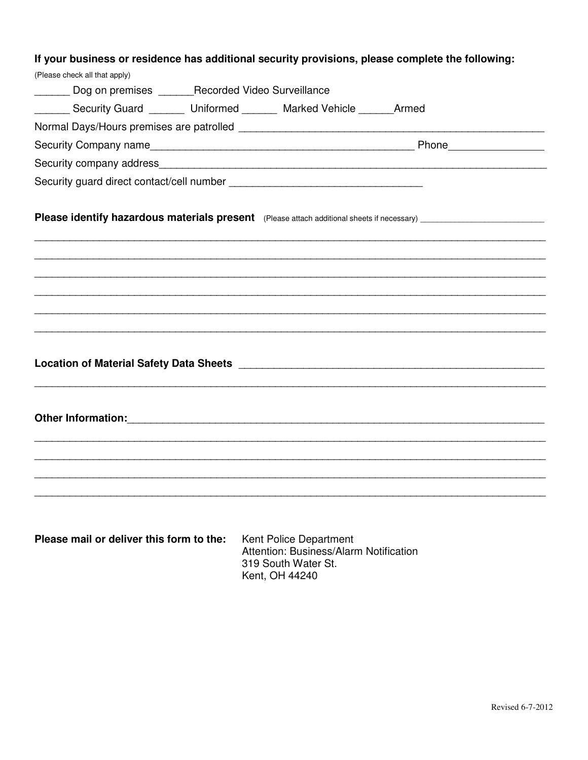**If your business or residence has additional security provisions, please complete the following:**

(Please check all that apply)

______ Dog on premises ______Recorded Video Surveillance

______ Security Guard ______ Uniformed ______ Marked Vehicle ______Armed

Normal Days/Hours premises are patrolled ____________________________________________________

Security Company name_____________________________________________ Phone________________

Security company address_____________________________________________________________________

Security guard direct contact/cell number _________________________________

**Please identify hazardous materials present** (Please attach additional sheets if necessary) ___________________________

_____________________________________________________________________________________________

_____________________________________________________________________________________________

_____________________________________________________________________________________________

_____________________________________________________________________________________________

_____________________________________________________________________________________________

_____________________________________________________________________________________________

**Location of Material Safety Data Sheets** ____________________________________________________

_____________________________________________________________________________________________

**Other Information:**_______________________________________________________________________

_____________________________________________________________________________________________

_____________________________________________________________________________________________

_____________________________________________________________________________________________

_____________________________________________________________________________________________

**Please mail or deliver this form to the:**

Kent Police Department
Attention: Business/Alarm Notification
319 South Water St.
Kent, OH 44240

Revised 6-7-2012